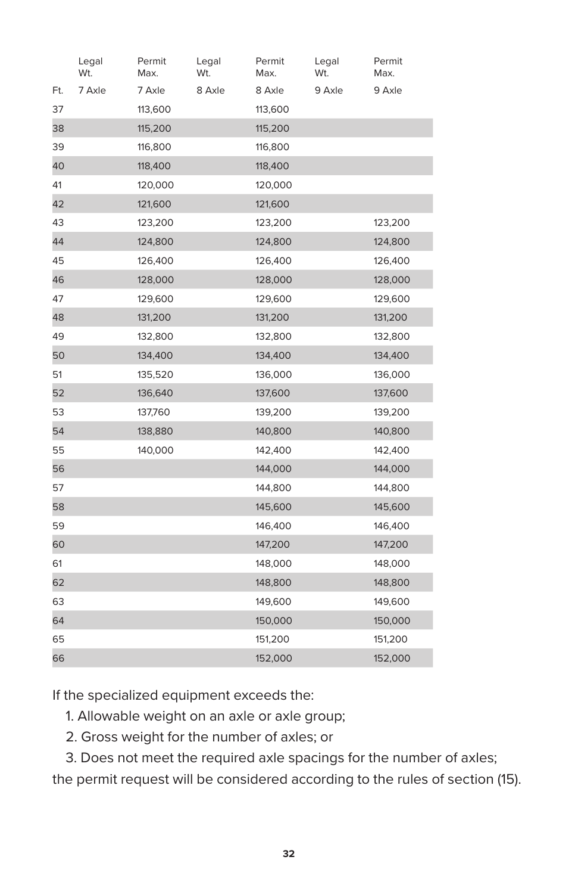| Ft. | Legal Wt. 7 Axle | Permit Max. 7 Axle | Legal Wt. 8 Axle | Permit Max. 8 Axle | Legal Wt. 9 Axle | Permit Max. 9 Axle |
|---|---|---|---|---|---|---|
| 37 | | 113,600 | | 113,600 | | |
| 38 | | 115,200 | | 115,200 | | |
| 39 | | 116,800 | | 116,800 | | |
| 40 | | 118,400 | | 118,400 | | |
| 41 | | 120,000 | | 120,000 | | |
| 42 | | 121,600 | | 121,600 | | |
| 43 | | 123,200 | | 123,200 | | 123,200 |
| 44 | | 124,800 | | 124,800 | | 124,800 |
| 45 | | 126,400 | | 126,400 | | 126,400 |
| 46 | | 128,000 | | 128,000 | | 128,000 |
| 47 | | 129,600 | | 129,600 | | 129,600 |
| 48 | | 131,200 | | 131,200 | | 131,200 |
| 49 | | 132,800 | | 132,800 | | 132,800 |
| 50 | | 134,400 | | 134,400 | | 134,400 |
| 51 | | 135,520 | | 136,000 | | 136,000 |
| 52 | | 136,640 | | 137,600 | | 137,600 |
| 53 | | 137,760 | | 139,200 | | 139,200 |
| 54 | | 138,880 | | 140,800 | | 140,800 |
| 55 | | 140,000 | | 142,400 | | 142,400 |
| 56 | | | | 144,000 | | 144,000 |
| 57 | | | | 144,800 | | 144,800 |
| 58 | | | | 145,600 | | 145,600 |
| 59 | | | | 146,400 | | 146,400 |
| 60 | | | | 147,200 | | 147,200 |
| 61 | | | | 148,000 | | 148,000 |
| 62 | | | | 148,800 | | 148,800 |
| 63 | | | | 149,600 | | 149,600 |
| 64 | | | | 150,000 | | 150,000 |
| 65 | | | | 151,200 | | 151,200 |
| 66 | | | | 152,000 | | 152,000 |

If the specialized equipment exceeds the:

1. Allowable weight on an axle or axle group;
2. Gross weight for the number of axles; or
3. Does not meet the required axle spacings for the number of axles;

the permit request will be considered according to the rules of section (15).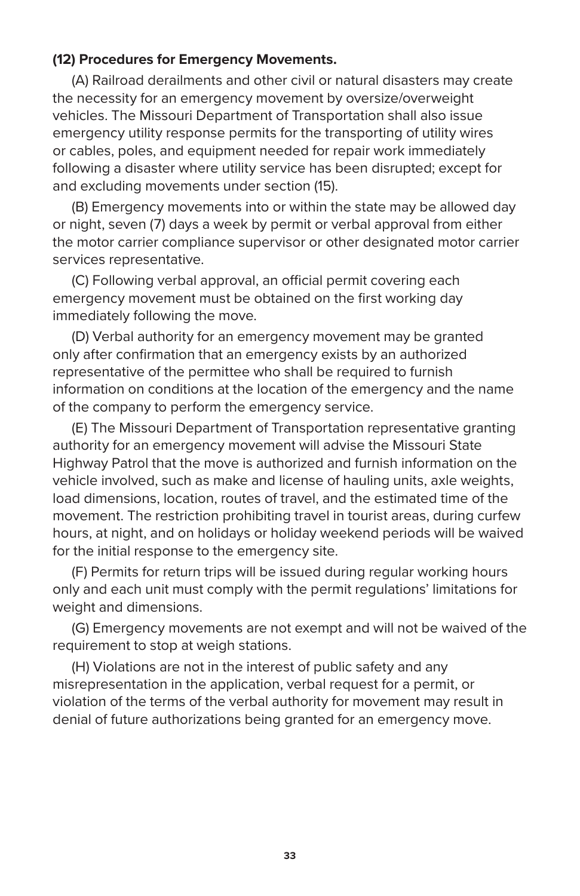**(12) Procedures for Emergency Movements.**

(A) Railroad derailments and other civil or natural disasters may create the necessity for an emergency movement by oversize/overweight vehicles. The Missouri Department of Transportation shall also issue emergency utility response permits for the transporting of utility wires or cables, poles, and equipment needed for repair work immediately following a disaster where utility service has been disrupted; except for and excluding movements under section (15).

(B) Emergency movements into or within the state may be allowed day or night, seven (7) days a week by permit or verbal approval from either the motor carrier compliance supervisor or other designated motor carrier services representative.

(C) Following verbal approval, an official permit covering each emergency movement must be obtained on the first working day immediately following the move.

(D) Verbal authority for an emergency movement may be granted only after confirmation that an emergency exists by an authorized representative of the permittee who shall be required to furnish information on conditions at the location of the emergency and the name of the company to perform the emergency service.

(E) The Missouri Department of Transportation representative granting authority for an emergency movement will advise the Missouri State Highway Patrol that the move is authorized and furnish information on the vehicle involved, such as make and license of hauling units, axle weights, load dimensions, location, routes of travel, and the estimated time of the movement. The restriction prohibiting travel in tourist areas, during curfew hours, at night, and on holidays or holiday weekend periods will be waived for the initial response to the emergency site.

(F) Permits for return trips will be issued during regular working hours only and each unit must comply with the permit regulations' limitations for weight and dimensions.

(G) Emergency movements are not exempt and will not be waived of the requirement to stop at weigh stations.

(H) Violations are not in the interest of public safety and any misrepresentation in the application, verbal request for a permit, or violation of the terms of the verbal authority for movement may result in denial of future authorizations being granted for an emergency move.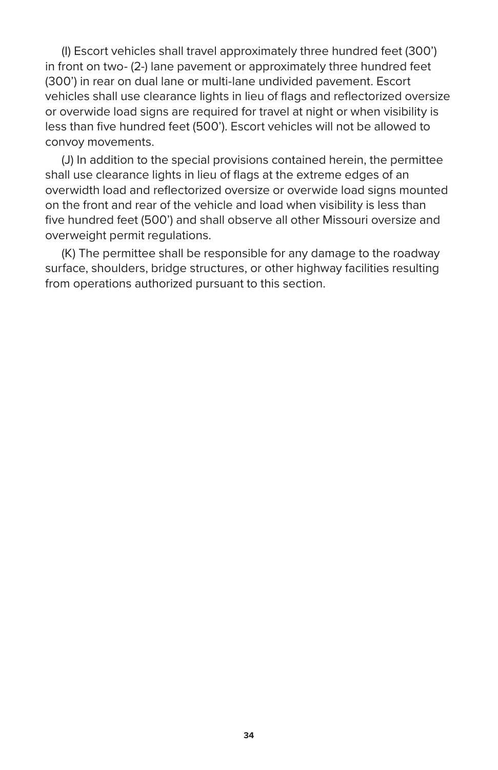(I) Escort vehicles shall travel approximately three hundred feet (300') in front on two- (2-) lane pavement or approximately three hundred feet (300') in rear on dual lane or multi-lane undivided pavement. Escort vehicles shall use clearance lights in lieu of flags and reflectorized oversize or overwide load signs are required for travel at night or when visibility is less than five hundred feet (500'). Escort vehicles will not be allowed to convoy movements.

(J) In addition to the special provisions contained herein, the permittee shall use clearance lights in lieu of flags at the extreme edges of an overwidth load and reflectorized oversize or overwide load signs mounted on the front and rear of the vehicle and load when visibility is less than five hundred feet (500') and shall observe all other Missouri oversize and overweight permit regulations.

(K) The permittee shall be responsible for any damage to the roadway surface, shoulders, bridge structures, or other highway facilities resulting from operations authorized pursuant to this section.